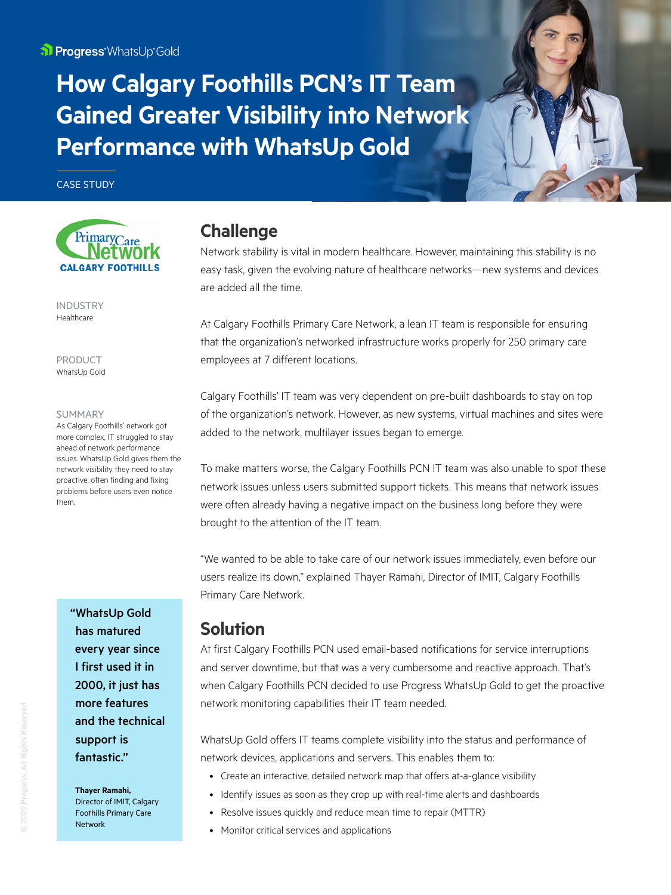Progress WhatsUp Gold

# How Calgary Foothills PCN's IT Team Gained Greater Visibility into Network Performance with WhatsUp Gold

CASE STUDY

Primary Care Network CALGARY FOOTHILLS

INDUSTRY
Healthcare

PRODUCT
WhatsUp Gold

SUMMARY
As Calgary Foothills' network got more complex, IT struggled to stay ahead of network performance issues. WhatsUp Gold gives them the network visibility they need to stay proactive, often finding and fixing problems before users even notice them.

## Challenge

Network stability is vital in modern healthcare. However, maintaining this stability is no easy task, given the evolving nature of healthcare networks—new systems and devices are added all the time.

At Calgary Foothills Primary Care Network, a lean IT team is responsible for ensuring that the organization's networked infrastructure works properly for 250 primary care employees at 7 different locations.

Calgary Foothills' IT team was very dependent on pre-built dashboards to stay on top of the organization's network. However, as new systems, virtual machines and sites were added to the network, multilayer issues began to emerge.

To make matters worse, the Calgary Foothills PCN IT team was also unable to spot these network issues unless users submitted support tickets. This means that network issues were often already having a negative impact on the business long before they were brought to the attention of the IT team.

"We wanted to be able to take care of our network issues immediately, even before our users realize its down," explained Thayer Ramahi, Director of IMIT, Calgary Foothills Primary Care Network.

> **"WhatsUp Gold has matured every year since I first used it in 2000, it just has more features and the technical support is fantastic."**
>
> **Thayer Ramahi,** Director of IMIT, Calgary Foothills Primary Care Network

## Solution

At first Calgary Foothills PCN used email-based notifications for service interruptions and server downtime, but that was a very cumbersome and reactive approach. That's when Calgary Foothills PCN decided to use Progress WhatsUp Gold to get the proactive network monitoring capabilities their IT team needed.

WhatsUp Gold offers IT teams complete visibility into the status and performance of network devices, applications and servers. This enables them to:

- Create an interactive, detailed network map that offers at-a-glance visibility
- Identify issues as soon as they crop up with real-time alerts and dashboards
- Resolve issues quickly and reduce mean time to repair (MTTR)
- Monitor critical services and applications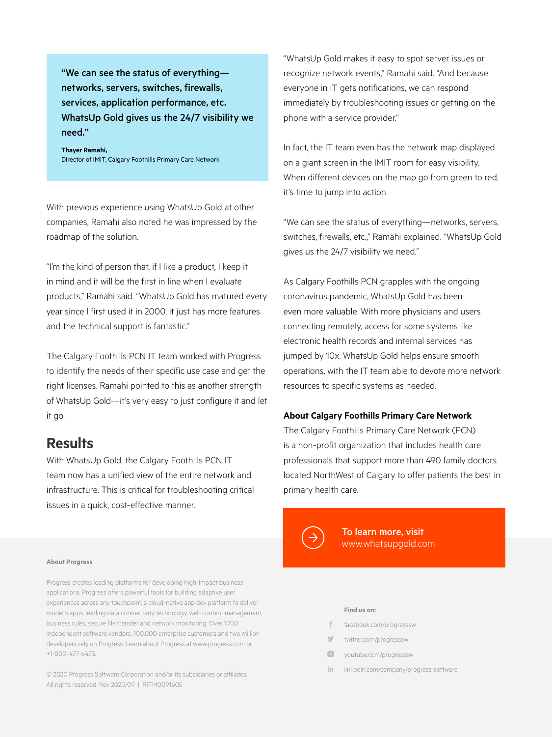> **"We can see the status of everything—networks, servers, switches, firewalls, services, application performance, etc. WhatsUp Gold gives us the 24/7 visibility we need."**
>
> **Thayer Ramahi,**
> Director of IMIT, Calgary Foothills Primary Care Network

With previous experience using WhatsUp Gold at other companies, Ramahi also noted he was impressed by the roadmap of the solution.

"I'm the kind of person that, if I like a product, I keep it in mind and it will be the first in line when I evaluate products," Ramahi said. "WhatsUp Gold has matured every year since I first used it in 2000, it just has more features and the technical support is fantastic."

The Calgary Foothills PCN IT team worked with Progress to identify the needs of their specific use case and get the right licenses. Ramahi pointed to this as another strength of WhatsUp Gold—it's very easy to just configure it and let it go.

## Results

With WhatsUp Gold, the Calgary Foothills PCN IT team now has a unified view of the entire network and infrastructure. This is critical for troubleshooting critical issues in a quick, cost-effective manner.

"WhatsUp Gold makes it easy to spot server issues or recognize network events," Ramahi said. "And because everyone in IT gets notifications, we can respond immediately by troubleshooting issues or getting on the phone with a service provider."

In fact, the IT team even has the network map displayed on a giant screen in the IMIT room for easy visibility. When different devices on the map go from green to red, it's time to jump into action.

"We can see the status of everything—networks, servers, switches, firewalls, etc.," Ramahi explained. "WhatsUp Gold gives us the 24/7 visibility we need."

As Calgary Foothills PCN grapples with the ongoing coronavirus pandemic, WhatsUp Gold has been even more valuable. With more physicians and users connecting remotely, access for some systems like electronic health records and internal services has jumped by 10x. WhatsUp Gold helps ensure smooth operations, with the IT team able to devote more network resources to specific systems as needed.

**About Calgary Foothills Primary Care Network**

The Calgary Foothills Primary Care Network (PCN) is a non-profit organization that includes health care professionals that support more than 490 family doctors located NorthWest of Calgary to offer patients the best in primary health care.

**To learn more, visit**
www.whatsupgold.com

**About Progress**

Progress creates leading platforms for developing high-impact business applications. Progress offers powerful tools for building adaptive user experiences across any touchpoint, a cloud-native app dev platform to deliver modern apps, leading data connectivity technology, web content management, business rules, secure file transfer and network monitoring. Over 1,700 independent software vendors, 100,000 enterprise customers and two million developers rely on Progress. Learn about Progress at www.progress.com or +1-800-477-6473.

© 2020 Progress Software Corporation and/or its subsidiaries or affiliates.
All rights reserved. Rev 2020/09 | RITM0091605

**Find us on:**

- facebook.com/progresssw
- twitter.com/progresssw
- youtube.com/progresssw
- linkedin.com/company/progress-software